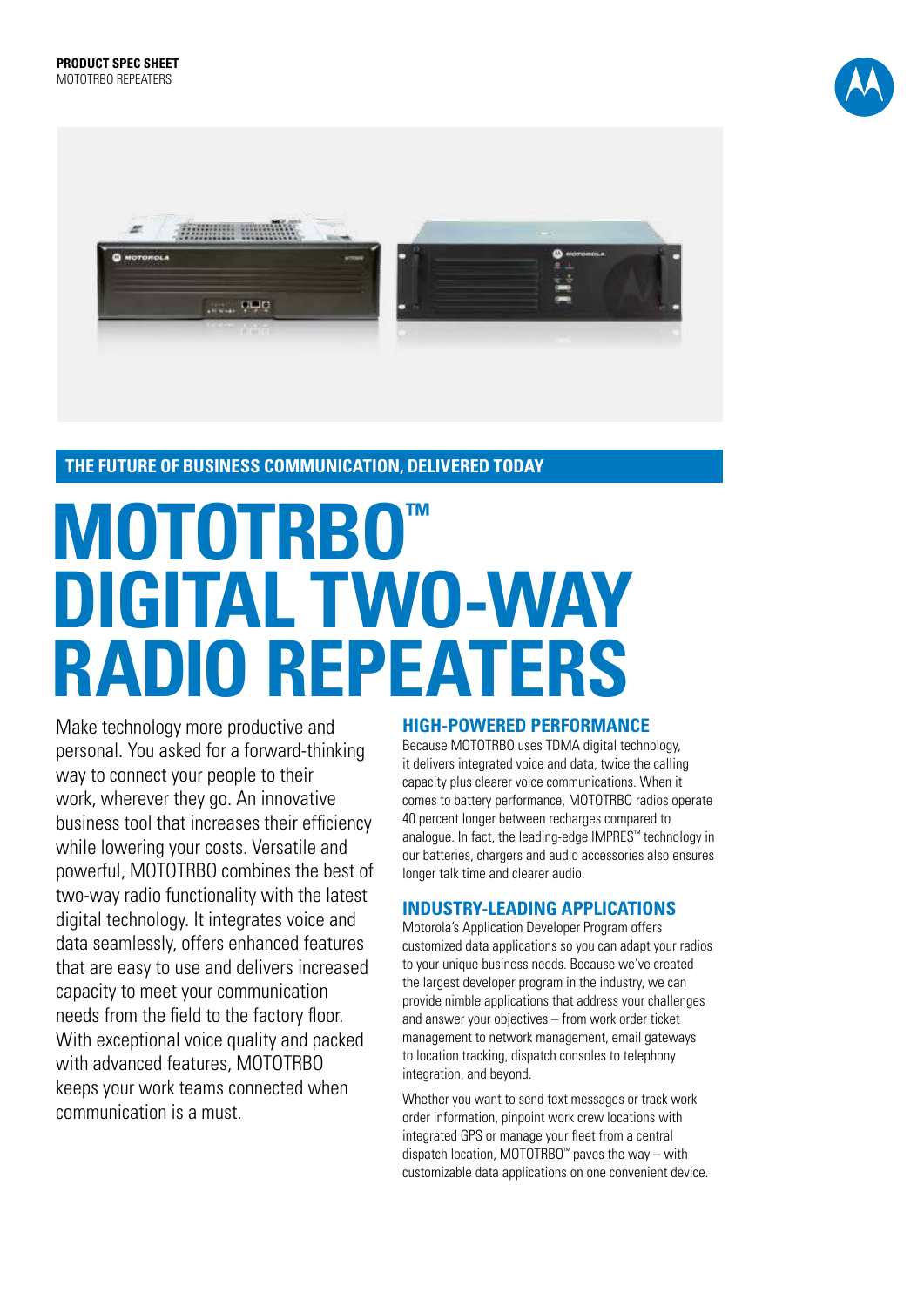**PRODUCT SPEC SHEET**
MOTOTRBO REPEATERS

## THE FUTURE OF BUSINESS COMMUNICATION, DELIVERED TODAY

# MOTOTRBO™ DIGITAL TWO-WAY RADIO REPEATERS

Make technology more productive and personal. You asked for a forward-thinking way to connect your people to their work, wherever they go. An innovative business tool that increases their efficiency while lowering your costs. Versatile and powerful, MOTOTRBO combines the best of two-way radio functionality with the latest digital technology. It integrates voice and data seamlessly, offers enhanced features that are easy to use and delivers increased capacity to meet your communication needs from the field to the factory floor. With exceptional voice quality and packed with advanced features, MOTOTRBO keeps your work teams connected when communication is a must.

### HIGH-POWERED PERFORMANCE

Because MOTOTRBO uses TDMA digital technology, it delivers integrated voice and data, twice the calling capacity plus clearer voice communications. When it comes to battery performance, MOTOTRBO radios operate 40 percent longer between recharges compared to analogue. In fact, the leading-edge IMPRES™ technology in our batteries, chargers and audio accessories also ensures longer talk time and clearer audio.

### INDUSTRY-LEADING APPLICATIONS

Motorola's Application Developer Program offers customized data applications so you can adapt your radios to your unique business needs. Because we've created the largest developer program in the industry, we can provide nimble applications that address your challenges and answer your objectives – from work order ticket management to network management, email gateways to location tracking, dispatch consoles to telephony integration, and beyond.

Whether you want to send text messages or track work order information, pinpoint work crew locations with integrated GPS or manage your fleet from a central dispatch location, MOTOTRBO™ paves the way – with customizable data applications on one convenient device.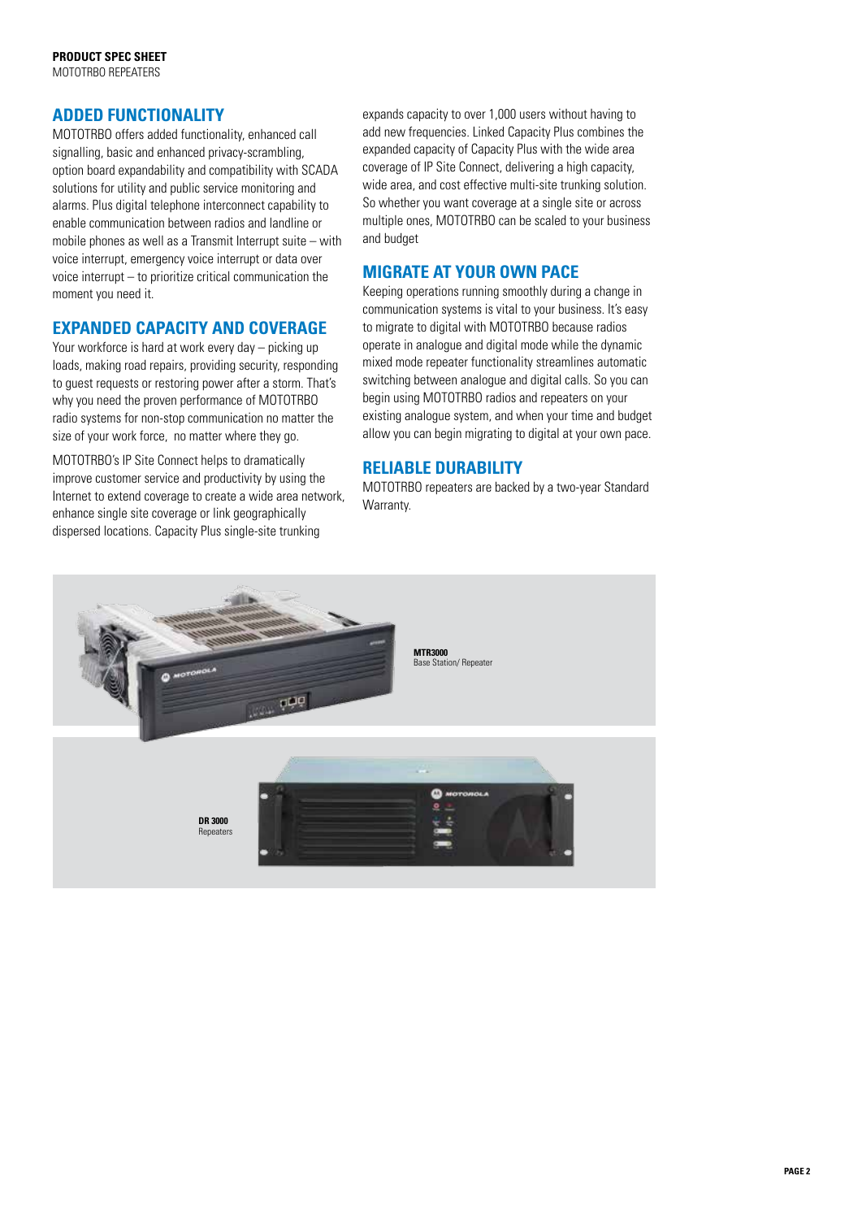## ADDED FUNCTIONALITY

MOTOTRBO offers added functionality, enhanced call signalling, basic and enhanced privacy-scrambling, option board expandability and compatibility with SCADA solutions for utility and public service monitoring and alarms. Plus digital telephone interconnect capability to enable communication between radios and landline or mobile phones as well as a Transmit Interrupt suite – with voice interrupt, emergency voice interrupt or data over voice interrupt – to prioritize critical communication the moment you need it.

## EXPANDED CAPACITY AND COVERAGE

Your workforce is hard at work every day – picking up loads, making road repairs, providing security, responding to guest requests or restoring power after a storm. That's why you need the proven performance of MOTOTRBO radio systems for non-stop communication no matter the size of your work force, no matter where they go.

MOTOTRBO's IP Site Connect helps to dramatically improve customer service and productivity by using the Internet to extend coverage to create a wide area network, enhance single site coverage or link geographically dispersed locations. Capacity Plus single-site trunking expands capacity to over 1,000 users without having to add new frequencies. Linked Capacity Plus combines the expanded capacity of Capacity Plus with the wide area coverage of IP Site Connect, delivering a high capacity, wide area, and cost effective multi-site trunking solution. So whether you want coverage at a single site or across multiple ones, MOTOTRBO can be scaled to your business and budget

## MIGRATE AT YOUR OWN PACE

Keeping operations running smoothly during a change in communication systems is vital to your business. It's easy to migrate to digital with MOTOTRBO because radios operate in analogue and digital mode while the dynamic mixed mode repeater functionality streamlines automatic switching between analogue and digital calls. So you can begin using MOTOTRBO radios and repeaters on your existing analogue system, and when your time and budget allow you can begin migrating to digital at your own pace.

## RELIABLE DURABILITY

MOTOTRBO repeaters are backed by a two-year Standard Warranty.

**MTR3000**
Base Station/ Repeater

**DR 3000**
Repeaters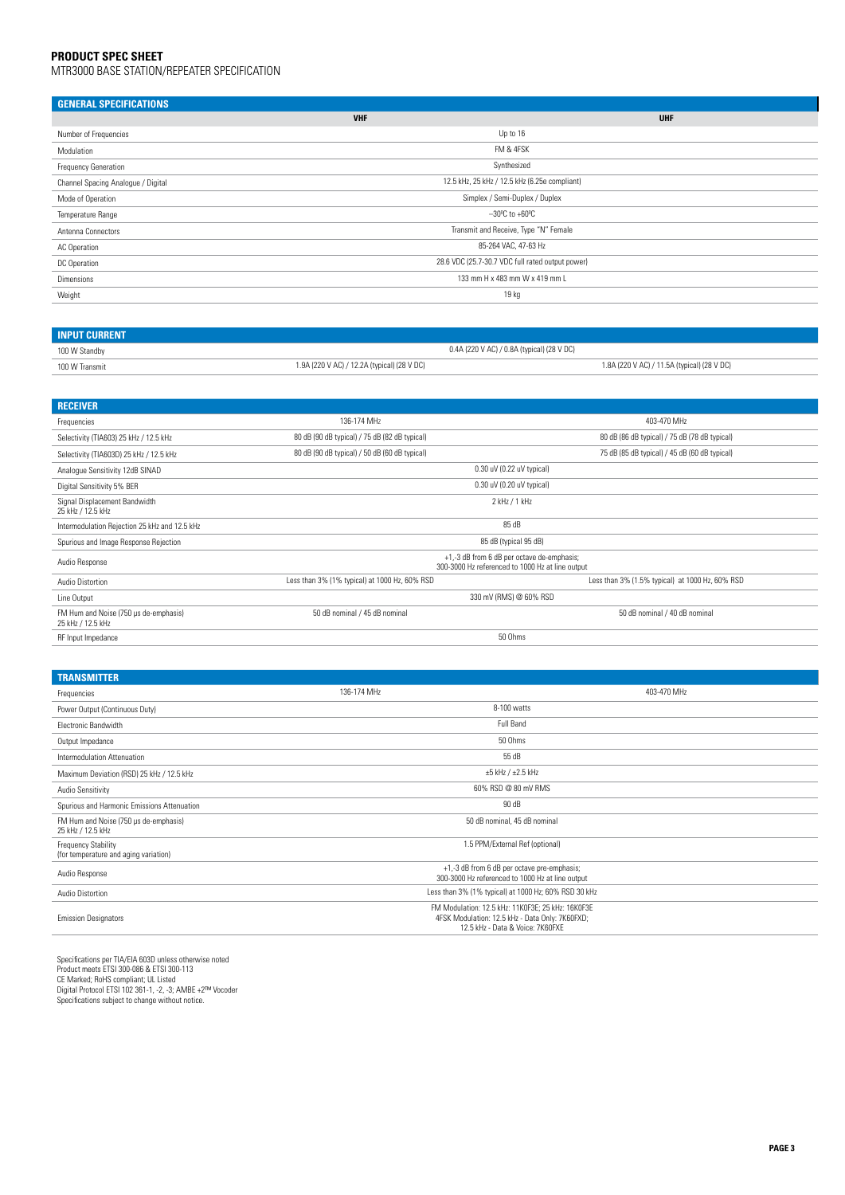**PRODUCT SPEC SHEET**
MTR3000 BASE STATION/REPEATER SPECIFICATION

| GENERAL SPECIFICATIONS | VHF | UHF |
|---|---|---|
| Number of Frequencies | Up to 16 | |
| Modulation | FM & 4FSK | |
| Frequency Generation | Synthesized | |
| Channel Spacing Analogue / Digital | 12.5 kHz, 25 kHz / 12.5 kHz (6.25e compliant) | |
| Mode of Operation | Simplex / Semi-Duplex / Duplex | |
| Temperature Range | –30ºC to +60ºC | |
| Antenna Connectors | Transmit and Receive, Type "N" Female | |
| AC Operation | 85-264 VAC, 47-63 Hz | |
| DC Operation | 28.6 VDC (25.7-30.7 VDC full rated output power) | |
| Dimensions | 133 mm H x 483 mm W x 419 mm L | |
| Weight | 19 kg | |

| INPUT CURRENT | VHF | UHF |
|---|---|---|
| 100 W Standby | 0.4A (220 V AC) / 0.8A (typical) (28 V DC) | |
| 100 W Transmit | 1.9A (220 V AC) / 12.2A (typical) (28 V DC) | 1.8A (220 V AC) / 11.5A (typical) (28 V DC) |

| RECEIVER | VHF | UHF |
|---|---|---|
| Frequencies | 136-174 MHz | 403-470 MHz |
| Selectivity (TIA603) 25 kHz / 12.5 kHz | 80 dB (90 dB typical) / 75 dB (82 dB typical) | 80 dB (86 dB typical) / 75 dB (78 dB typical) |
| Selectivity (TIA603D) 25 kHz / 12.5 kHz | 80 dB (90 dB typical) / 50 dB (60 dB typical) | 75 dB (85 dB typical) / 45 dB (60 dB typical) |
| Analogue Sensitivity 12dB SINAD | 0.30 uV (0.22 uV typical) | |
| Digital Sensitivity 5% BER | 0.30 uV (0.20 uV typical) | |
| Signal Displacement Bandwidth 25 kHz / 12.5 kHz | 2 kHz / 1 kHz | |
| Intermodulation Rejection 25 kHz and 12.5 kHz | 85 dB | |
| Spurious and Image Response Rejection | 85 dB (typical 95 dB) | |
| Audio Response | +1,-3 dB from 6 dB per octave de-emphasis; 300-3000 Hz referenced to 1000 Hz at line output | |
| Audio Distortion | Less than 3% (1% typical) at 1000 Hz, 60% RSD | Less than 3% (1.5% typical) at 1000 Hz, 60% RSD |
| Line Output | 330 mV (RMS) @ 60% RSD | |
| FM Hum and Noise (750 µs de-emphasis) 25 kHz / 12.5 kHz | 50 dB nominal / 45 dB nominal | 50 dB nominal / 40 dB nominal |
| RF Input Impedance | 50 Ohms | |

| TRANSMITTER | VHF | UHF |
|---|---|---|
| Frequencies | 136-174 MHz | 403-470 MHz |
| Power Output (Continuous Duty) | 8-100 watts | |
| Electronic Bandwidth | Full Band | |
| Output Impedance | 50 Ohms | |
| Intermodulation Attenuation | 55 dB | |
| Maximum Deviation (RSD) 25 kHz / 12.5 kHz | ±5 kHz / ±2.5 kHz | |
| Audio Sensitivity | 60% RSD @ 80 mV RMS | |
| Spurious and Harmonic Emissions Attenuation | 90 dB | |
| FM Hum and Noise (750 µs de-emphasis) 25 kHz / 12.5 kHz | 50 dB nominal, 45 dB nominal | |
| Frequency Stability (for temperature and aging variation) | 1.5 PPM/External Ref (optional) | |
| Audio Response | +1,-3 dB from 6 dB per octave pre-emphasis; 300-3000 Hz referenced to 1000 Hz at line output | |
| Audio Distortion | Less than 3% (1% typical) at 1000 Hz; 60% RSD 30 kHz | |
| Emission Designators | FM Modulation: 12.5 kHz: 11K0F3E; 25 kHz: 16K0F3E 4FSK Modulation: 12.5 kHz - Data Only: 7K60FXD; 12.5 kHz - Data & Voice: 7K60FXE | |

Specifications per TIA/EIA 603D unless otherwise noted
Product meets ETSI 300-086 & ETSI 300-113
CE Marked; RoHS compliant; UL Listed
Digital Protocol ETSI 102 361-1, -2, -3; AMBE +2™ Vocoder
Specifications subject to change without notice.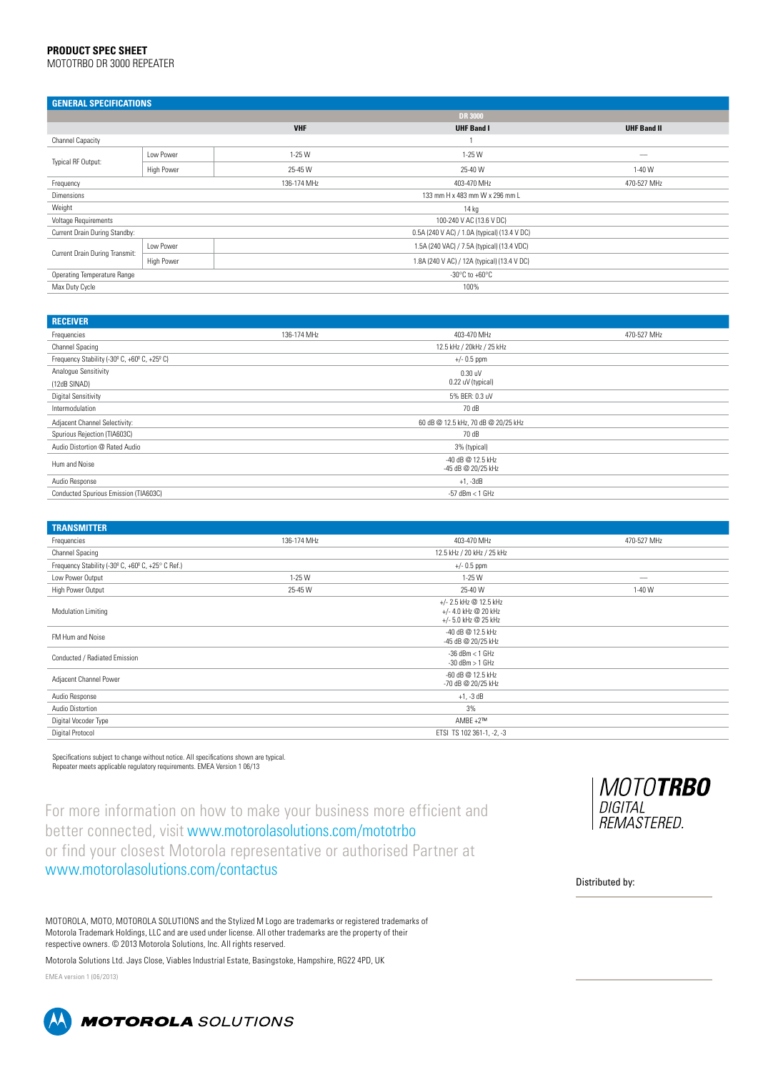**PRODUCT SPEC SHEET**
MOTOTRBO DR 3000 REPEATER

## GENERAL SPECIFICATIONS

| | | DR 3000 | | |
|---|---|---|---|---|
| | | VHF | UHF Band I | UHF Band II |
| Channel Capacity | | | 1 | |
| Typical RF Output: | Low Power | 1-25 W | 1-25 W | — |
| | High Power | 25-45 W | 25-40 W | 1-40 W |
| Frequency | | 136-174 MHz | 403-470 MHz | 470-527 MHz |
| Dimensions | | | 133 mm H x 483 mm W x 296 mm L | |
| Weight | | | 14 kg | |
| Voltage Requirements | | | 100-240 V AC (13.6 V DC) | |
| Current Drain During Standby: | | | 0.5A (240 V AC) / 1.0A (typical) (13.4 V DC) | |
| Current Drain During Transmit: | Low Power | | 1.5A (240 VAC) / 7.5A (typical) (13.4 VDC) | |
| | High Power | | 1.8A (240 V AC) / 12A (typical) (13.4 V DC) | |
| Operating Temperature Range | | | -30°C to +60°C | |
| Max Duty Cycle | | | 100% | |

## RECEIVER

| | | | |
|---|---|---|---|
| Frequencies | 136-174 MHz | 403-470 MHz | 470-527 MHz |
| Channel Spacing | | 12.5 kHz / 20kHz / 25 kHz | |
| Frequency Stability (-30º C, +60º C, +25º C) | | +/- 0.5 ppm | |
| Analogue Sensitivity (12dB SINAD) | | 0.30 uV<br>0.22 uV (typical) | |
| Digital Sensitivity | | 5% BER: 0.3 uV | |
| Intermodulation | | 70 dB | |
| Adjacent Channel Selectivity: | | 60 dB @ 12.5 kHz, 70 dB @ 20/25 kHz | |
| Spurious Rejection (TIA603C) | | 70 dB | |
| Audio Distortion @ Rated Audio | | 3% (typical) | |
| Hum and Noise | | -40 dB @ 12.5 kHz<br>-45 dB @ 20/25 kHz | |
| Audio Response | | +1, -3dB | |
| Conducted Spurious Emission (TIA603C) | | -57 dBm < 1 GHz | |

## TRANSMITTER

| | | | |
|---|---|---|---|
| Frequencies | 136-174 MHz | 403-470 MHz | 470-527 MHz |
| Channel Spacing | | 12.5 kHz / 20 kHz / 25 kHz | |
| Frequency Stability (-30º C, +60º C, +25° C Ref.) | | +/- 0.5 ppm | |
| Low Power Output | 1-25 W | 1-25 W | — |
| High Power Output | 25-45 W | 25-40 W | 1-40 W |
| Modulation Limiting | | +/- 2.5 kHz @ 12.5 kHz<br>+/- 4.0 kHz @ 20 kHz<br>+/- 5.0 kHz @ 25 kHz | |
| FM Hum and Noise | | -40 dB @ 12.5 kHz<br>-45 dB @ 20/25 kHz | |
| Conducted / Radiated Emission | | -36 dBm < 1 GHz<br>-30 dBm > 1 GHz | |
| Adjacent Channel Power | | -60 dB @ 12.5 kHz<br>-70 dB @ 20/25 kHz | |
| Audio Response | | +1, -3 dB | |
| Audio Distortion | | 3% | |
| Digital Vocoder Type | | AMBE +2™ | |
| Digital Protocol | | ETSI TS 102 361-1, -2, -3 | |

Specifications subject to change without notice. All specifications shown are typical.
Repeater meets applicable regulatory requirements. EMEA Version 1 06/13

For more information on how to make your business more efficient and better connected, visit www.motorolasolutions.com/mototrbo or find your closest Motorola representative or authorised Partner at www.motorolasolutions.com/contactus

MOTOTRBO
DIGITAL
REMASTERED.

Distributed by:

MOTOROLA, MOTO, MOTOROLA SOLUTIONS and the Stylized M Logo are trademarks or registered trademarks of Motorola Trademark Holdings, LLC and are used under license. All other trademarks are the property of their respective owners. © 2013 Motorola Solutions, Inc. All rights reserved.

Motorola Solutions Ltd. Jays Close, Viables Industrial Estate, Basingstoke, Hampshire, RG22 4PD, UK

EMEA version 1 (06/2013)

MOTOROLA SOLUTIONS